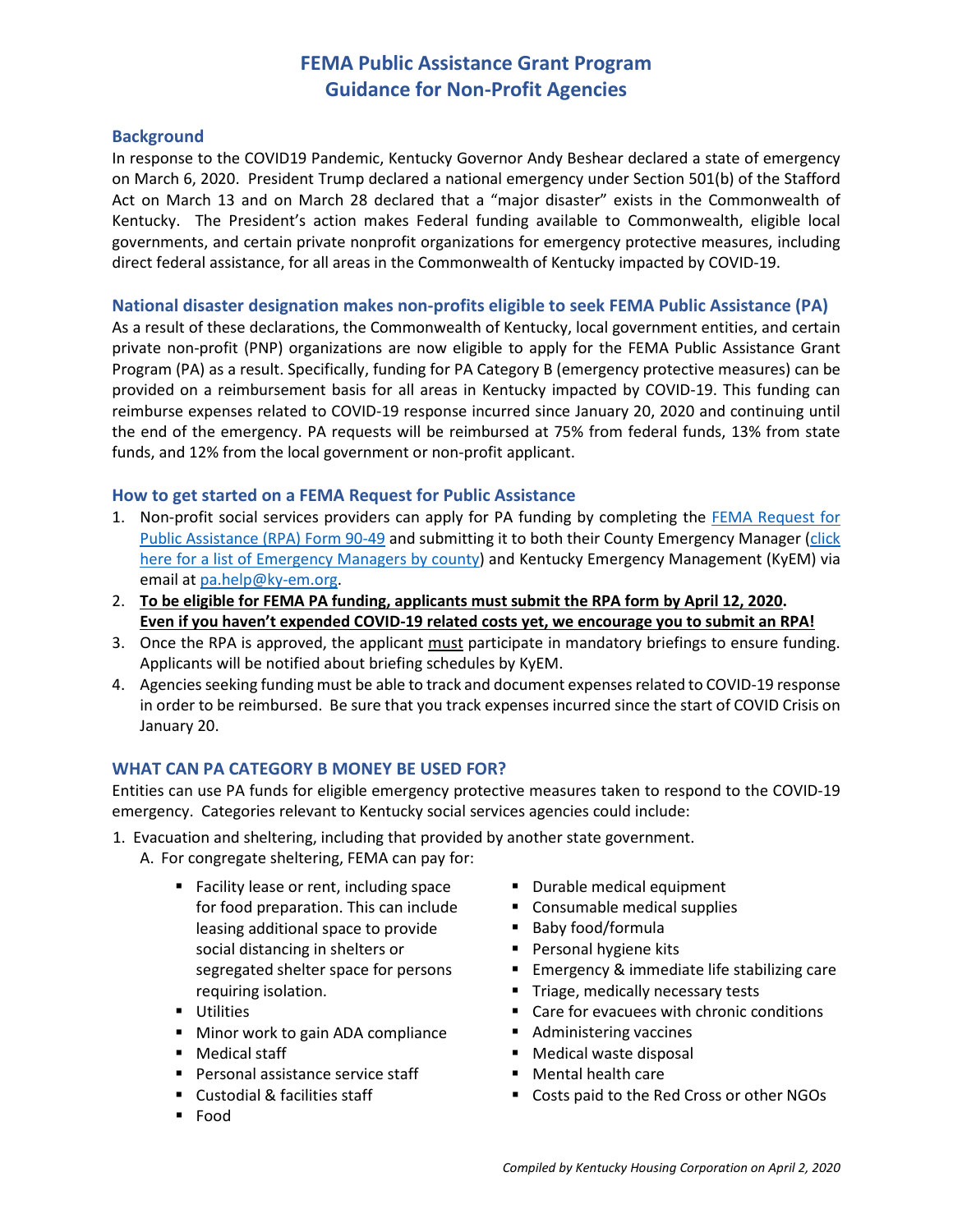# FEMA Public Assistance Grant Program
# Guidance for Non-Profit Agencies

## Background

In response to the COVID19 Pandemic, Kentucky Governor Andy Beshear declared a state of emergency on March 6, 2020. President Trump declared a national emergency under Section 501(b) of the Stafford Act on March 13 and on March 28 declared that a "major disaster" exists in the Commonwealth of Kentucky. The President's action makes Federal funding available to Commonwealth, eligible local governments, and certain private nonprofit organizations for emergency protective measures, including direct federal assistance, for all areas in the Commonwealth of Kentucky impacted by COVID-19.

## National disaster designation makes non-profits eligible to seek FEMA Public Assistance (PA)

As a result of these declarations, the Commonwealth of Kentucky, local government entities, and certain private non-profit (PNP) organizations are now eligible to apply for the FEMA Public Assistance Grant Program (PA) as a result. Specifically, funding for PA Category B (emergency protective measures) can be provided on a reimbursement basis for all areas in Kentucky impacted by COVID-19. This funding can reimburse expenses related to COVID-19 response incurred since January 20, 2020 and continuing until the end of the emergency. PA requests will be reimbursed at 75% from federal funds, 13% from state funds, and 12% from the local government or non-profit applicant.

## How to get started on a FEMA Request for Public Assistance

1. Non-profit social services providers can apply for PA funding by completing the [FEMA Request for Public Assistance (RPA) Form 90-49]() and submitting it to both their County Emergency Manager ([click here for a list of Emergency Managers by county]()) and Kentucky Emergency Management (KyEM) via email at [pa.help@ky-em.org]().
2. **To be eligible for FEMA PA funding, applicants must submit the RPA form by April 12, 2020. Even if you haven't expended COVID-19 related costs yet, we encourage you to submit an RPA!**
3. Once the RPA is approved, the applicant must participate in mandatory briefings to ensure funding. Applicants will be notified about briefing schedules by KyEM.
4. Agencies seeking funding must be able to track and document expenses related to COVID-19 response in order to be reimbursed. Be sure that you track expenses incurred since the start of COVID Crisis on January 20.

## WHAT CAN PA CATEGORY B MONEY BE USED FOR?

Entities can use PA funds for eligible emergency protective measures taken to respond to the COVID-19 emergency. Categories relevant to Kentucky social services agencies could include:

1. Evacuation and sheltering, including that provided by another state government.
   A. For congregate sheltering, FEMA can pay for:
      - Facility lease or rent, including space for food preparation. This can include leasing additional space to provide social distancing in shelters or segregated shelter space for persons requiring isolation.
      - Utilities
      - Minor work to gain ADA compliance
      - Medical staff
      - Personal assistance service staff
      - Custodial & facilities staff
      - Food
      - Durable medical equipment
      - Consumable medical supplies
      - Baby food/formula
      - Personal hygiene kits
      - Emergency & immediate life stabilizing care
      - Triage, medically necessary tests
      - Care for evacuees with chronic conditions
      - Administering vaccines
      - Medical waste disposal
      - Mental health care
      - Costs paid to the Red Cross or other NGOs

*Compiled by Kentucky Housing Corporation on April 2, 2020*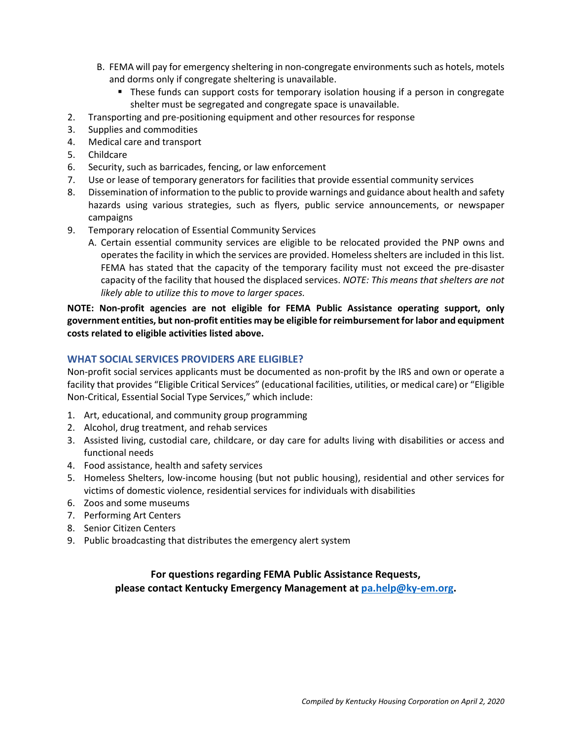B. FEMA will pay for emergency sheltering in non-congregate environments such as hotels, motels and dorms only if congregate sheltering is unavailable.
      - These funds can support costs for temporary isolation housing if a person in congregate shelter must be segregated and congregate space is unavailable.
2. Transporting and pre-positioning equipment and other resources for response
3. Supplies and commodities
4. Medical care and transport
5. Childcare
6. Security, such as barricades, fencing, or law enforcement
7. Use or lease of temporary generators for facilities that provide essential community services
8. Dissemination of information to the public to provide warnings and guidance about health and safety hazards using various strategies, such as flyers, public service announcements, or newspaper campaigns
9. Temporary relocation of Essential Community Services
   A. Certain essential community services are eligible to be relocated provided the PNP owns and operates the facility in which the services are provided. Homeless shelters are included in this list. FEMA has stated that the capacity of the temporary facility must not exceed the pre-disaster capacity of the facility that housed the displaced services. *NOTE: This means that shelters are not likely able to utilize this to move to larger spaces.*

**NOTE: Non-profit agencies are not eligible for FEMA Public Assistance operating support, only government entities, but non-profit entities may be eligible for reimbursement for labor and equipment costs related to eligible activities listed above.**

## WHAT SOCIAL SERVICES PROVIDERS ARE ELIGIBLE?

Non-profit social services applicants must be documented as non-profit by the IRS and own or operate a facility that provides "Eligible Critical Services" (educational facilities, utilities, or medical care) or "Eligible Non-Critical, Essential Social Type Services," which include:

1. Art, educational, and community group programming
2. Alcohol, drug treatment, and rehab services
3. Assisted living, custodial care, childcare, or day care for adults living with disabilities or access and functional needs
4. Food assistance, health and safety services
5. Homeless Shelters, low-income housing (but not public housing), residential and other services for victims of domestic violence, residential services for individuals with disabilities
6. Zoos and some museums
7. Performing Art Centers
8. Senior Citizen Centers
9. Public broadcasting that distributes the emergency alert system

**For questions regarding FEMA Public Assistance Requests, please contact Kentucky Emergency Management at [pa.help@ky-em.org](mailto:pa.help@ky-em.org).**

*Compiled by Kentucky Housing Corporation on April 2, 2020*